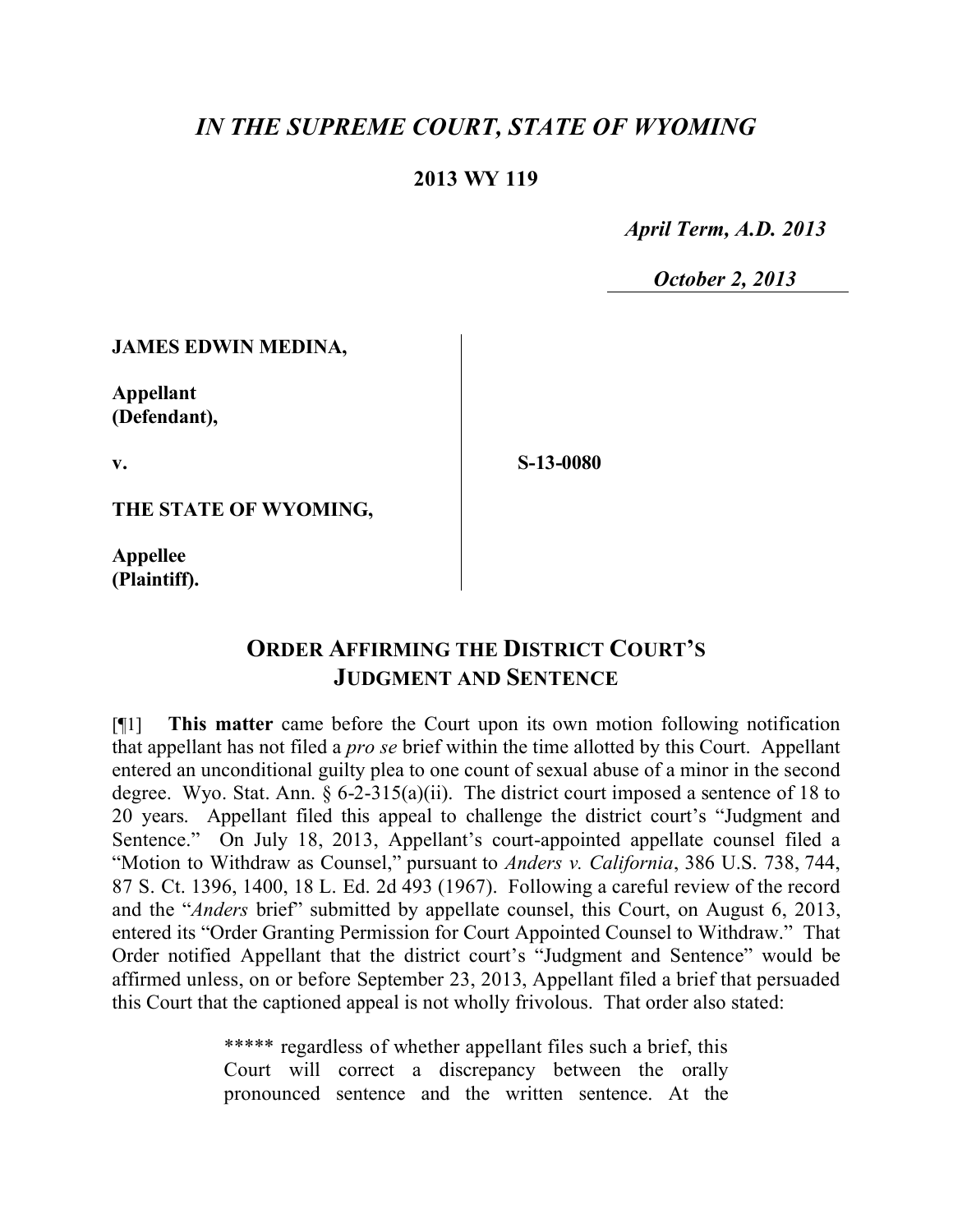# *IN THE SUPREME COURT, STATE OF WYOMING*

**2013 WY 119**

*April Term, A.D. 2013*

*October 2, 2013*

**JAMES EDWIN MEDINA,**

**Appellant (Defendant),**

**v.**

**S-13-0080**

**THE STATE OF WYOMING,**

**Appellee (Plaintiff).**

## ORDER AFFIRMING THE DISTRICT COURT'S JUDGMENT AND SENTENCE

[¶1] **This matter** came before the Court upon its own motion following notification that appellant has not filed a *pro se* brief within the time allotted by this Court. Appellant entered an unconditional guilty plea to one count of sexual abuse of a minor in the second degree. Wyo. Stat. Ann. § 6-2-315(a)(ii). The district court imposed a sentence of 18 to 20 years. Appellant filed this appeal to challenge the district court's "Judgment and Sentence." On July 18, 2013, Appellant's court-appointed appellate counsel filed a "Motion to Withdraw as Counsel," pursuant to *Anders v. California*, 386 U.S. 738, 744, 87 S. Ct. 1396, 1400, 18 L. Ed. 2d 493 (1967). Following a careful review of the record and the "*Anders* brief" submitted by appellate counsel, this Court, on August 6, 2013, entered its "Order Granting Permission for Court Appointed Counsel to Withdraw." That Order notified Appellant that the district court's "Judgment and Sentence" would be affirmed unless, on or before September 23, 2013, Appellant filed a brief that persuaded this Court that the captioned appeal is not wholly frivolous. That order also stated:

> ***** regardless of whether appellant files such a brief, this Court will correct a discrepancy between the orally pronounced sentence and the written sentence. At the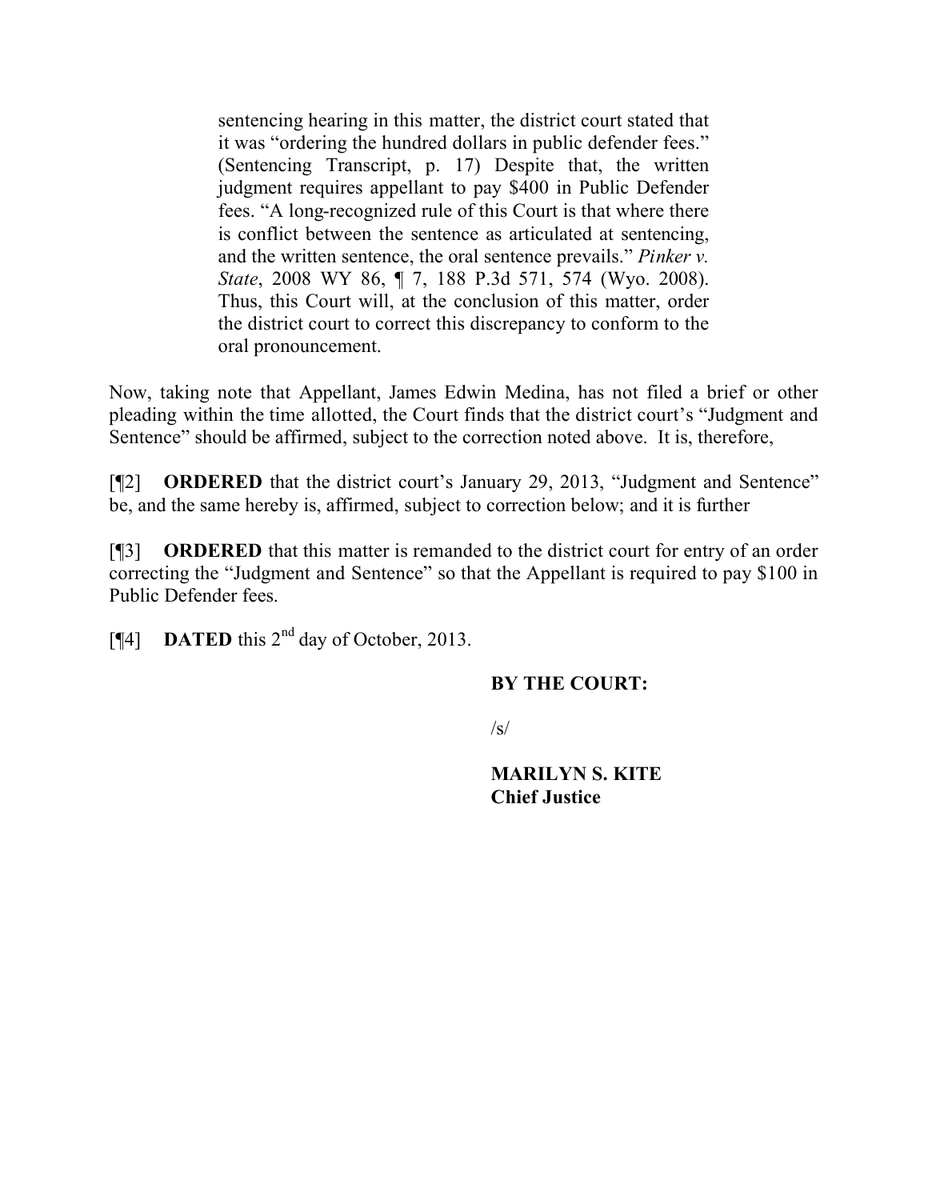> sentencing hearing in this matter, the district court stated that it was "ordering the hundred dollars in public defender fees." (Sentencing Transcript, p. 17) Despite that, the written judgment requires appellant to pay $400 in Public Defender fees. "A long-recognized rule of this Court is that where there is conflict between the sentence as articulated at sentencing, and the written sentence, the oral sentence prevails." *Pinker v. State*, 2008 WY 86, ¶ 7, 188 P.3d 571, 574 (Wyo. 2008). Thus, this Court will, at the conclusion of this matter, order the district court to correct this discrepancy to conform to the oral pronouncement.

Now, taking note that Appellant, James Edwin Medina, has not filed a brief or other pleading within the time allotted, the Court finds that the district court's "Judgment and Sentence" should be affirmed, subject to the correction noted above. It is, therefore,

[¶2] **ORDERED** that the district court's January 29, 2013, "Judgment and Sentence" be, and the same hereby is, affirmed, subject to correction below; and it is further

[¶3] **ORDERED** that this matter is remanded to the district court for entry of an order correcting the "Judgment and Sentence" so that the Appellant is required to pay $100 in Public Defender fees.

[¶4] **DATED** this 2nd day of October, 2013.

**BY THE COURT:**

/s/

**MARILYN S. KITE**
**Chief Justice**